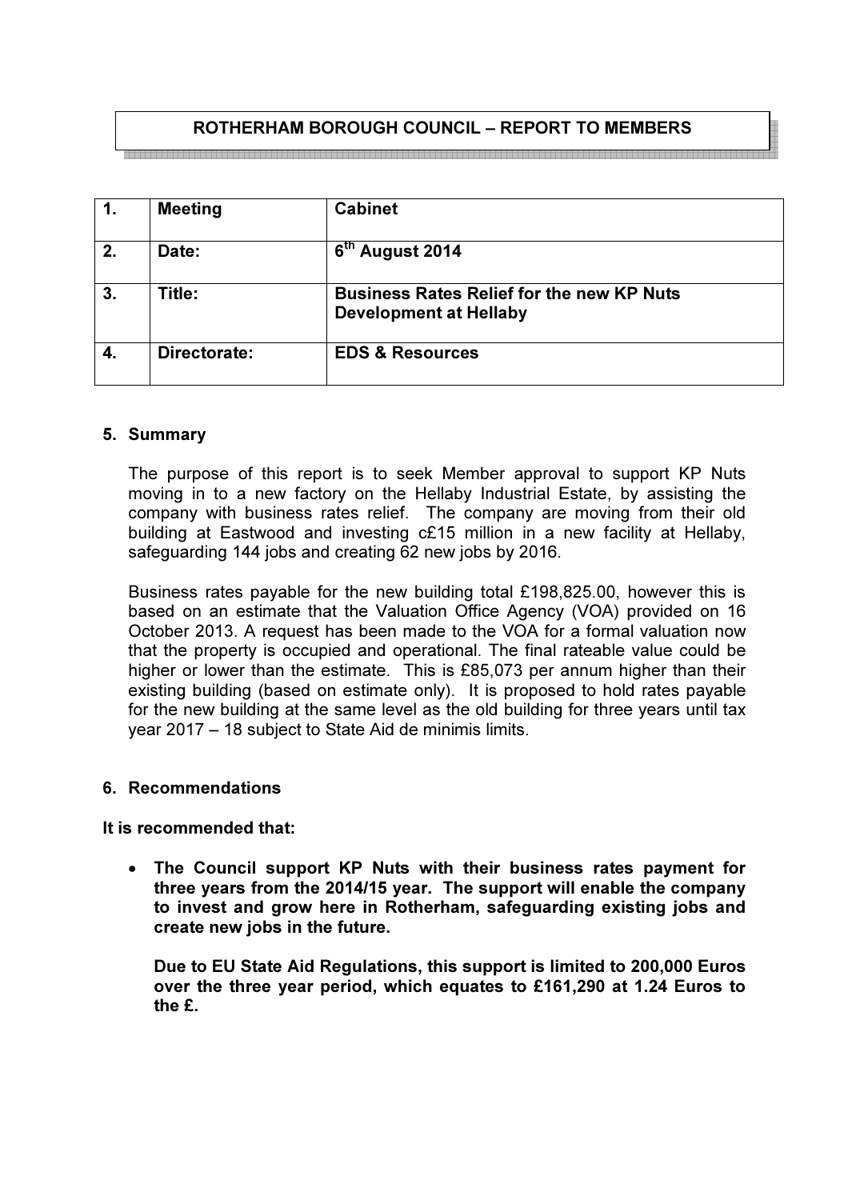**ROTHERHAM BOROUGH COUNCIL – REPORT TO MEMBERS**

| | | |
|---|---|---|
| **1.** | **Meeting** | **Cabinet** |
| **2.** | **Date:** | **6th August 2014** |
| **3.** | **Title:** | **Business Rates Relief for the new KP Nuts Development at Hellaby** |
| **4.** | **Directorate:** | **EDS & Resources** |

## 5. Summary

The purpose of this report is to seek Member approval to support KP Nuts moving in to a new factory on the Hellaby Industrial Estate, by assisting the company with business rates relief. The company are moving from their old building at Eastwood and investing c£15 million in a new facility at Hellaby, safeguarding 144 jobs and creating 62 new jobs by 2016.

Business rates payable for the new building total £198,825.00, however this is based on an estimate that the Valuation Office Agency (VOA) provided on 16 October 2013. A request has been made to the VOA for a formal valuation now that the property is occupied and operational. The final rateable value could be higher or lower than the estimate. This is £85,073 per annum higher than their existing building (based on estimate only). It is proposed to hold rates payable for the new building at the same level as the old building for three years until tax year 2017 – 18 subject to State Aid de minimis limits.

## 6. Recommendations

**It is recommended that:**

- **The Council support KP Nuts with their business rates payment for three years from the 2014/15 year. The support will enable the company to invest and grow here in Rotherham, safeguarding existing jobs and create new jobs in the future.**

  **Due to EU State Aid Regulations, this support is limited to 200,000 Euros over the three year period, which equates to £161,290 at 1.24 Euros to the £.**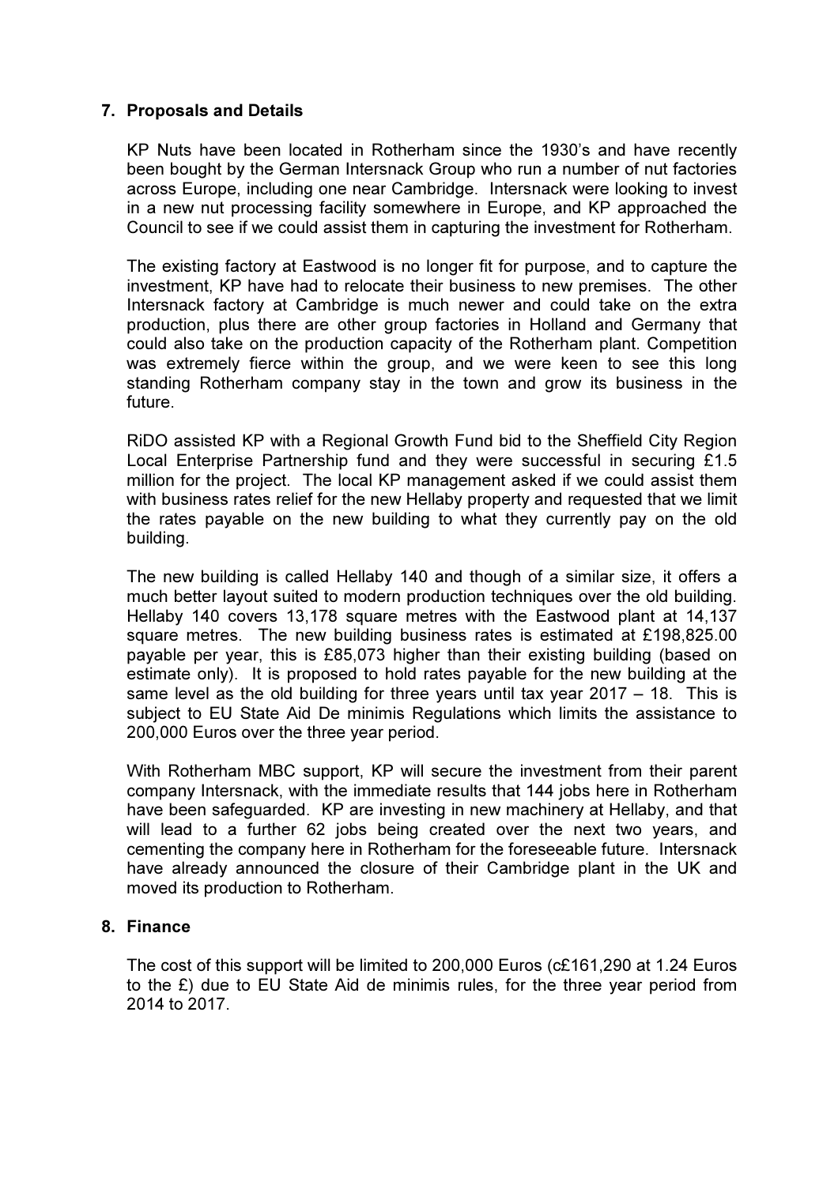## 7. Proposals and Details

KP Nuts have been located in Rotherham since the 1930's and have recently been bought by the German Intersnack Group who run a number of nut factories across Europe, including one near Cambridge. Intersnack were looking to invest in a new nut processing facility somewhere in Europe, and KP approached the Council to see if we could assist them in capturing the investment for Rotherham.

The existing factory at Eastwood is no longer fit for purpose, and to capture the investment, KP have had to relocate their business to new premises. The other Intersnack factory at Cambridge is much newer and could take on the extra production, plus there are other group factories in Holland and Germany that could also take on the production capacity of the Rotherham plant. Competition was extremely fierce within the group, and we were keen to see this long standing Rotherham company stay in the town and grow its business in the future.

RiDO assisted KP with a Regional Growth Fund bid to the Sheffield City Region Local Enterprise Partnership fund and they were successful in securing £1.5 million for the project. The local KP management asked if we could assist them with business rates relief for the new Hellaby property and requested that we limit the rates payable on the new building to what they currently pay on the old building.

The new building is called Hellaby 140 and though of a similar size, it offers a much better layout suited to modern production techniques over the old building. Hellaby 140 covers 13,178 square metres with the Eastwood plant at 14,137 square metres. The new building business rates is estimated at £198,825.00 payable per year, this is £85,073 higher than their existing building (based on estimate only). It is proposed to hold rates payable for the new building at the same level as the old building for three years until tax year 2017 – 18. This is subject to EU State Aid De minimis Regulations which limits the assistance to 200,000 Euros over the three year period.

With Rotherham MBC support, KP will secure the investment from their parent company Intersnack, with the immediate results that 144 jobs here in Rotherham have been safeguarded. KP are investing in new machinery at Hellaby, and that will lead to a further 62 jobs being created over the next two years, and cementing the company here in Rotherham for the foreseeable future. Intersnack have already announced the closure of their Cambridge plant in the UK and moved its production to Rotherham.

## 8. Finance

The cost of this support will be limited to 200,000 Euros (c£161,290 at 1.24 Euros to the £) due to EU State Aid de minimis rules, for the three year period from 2014 to 2017.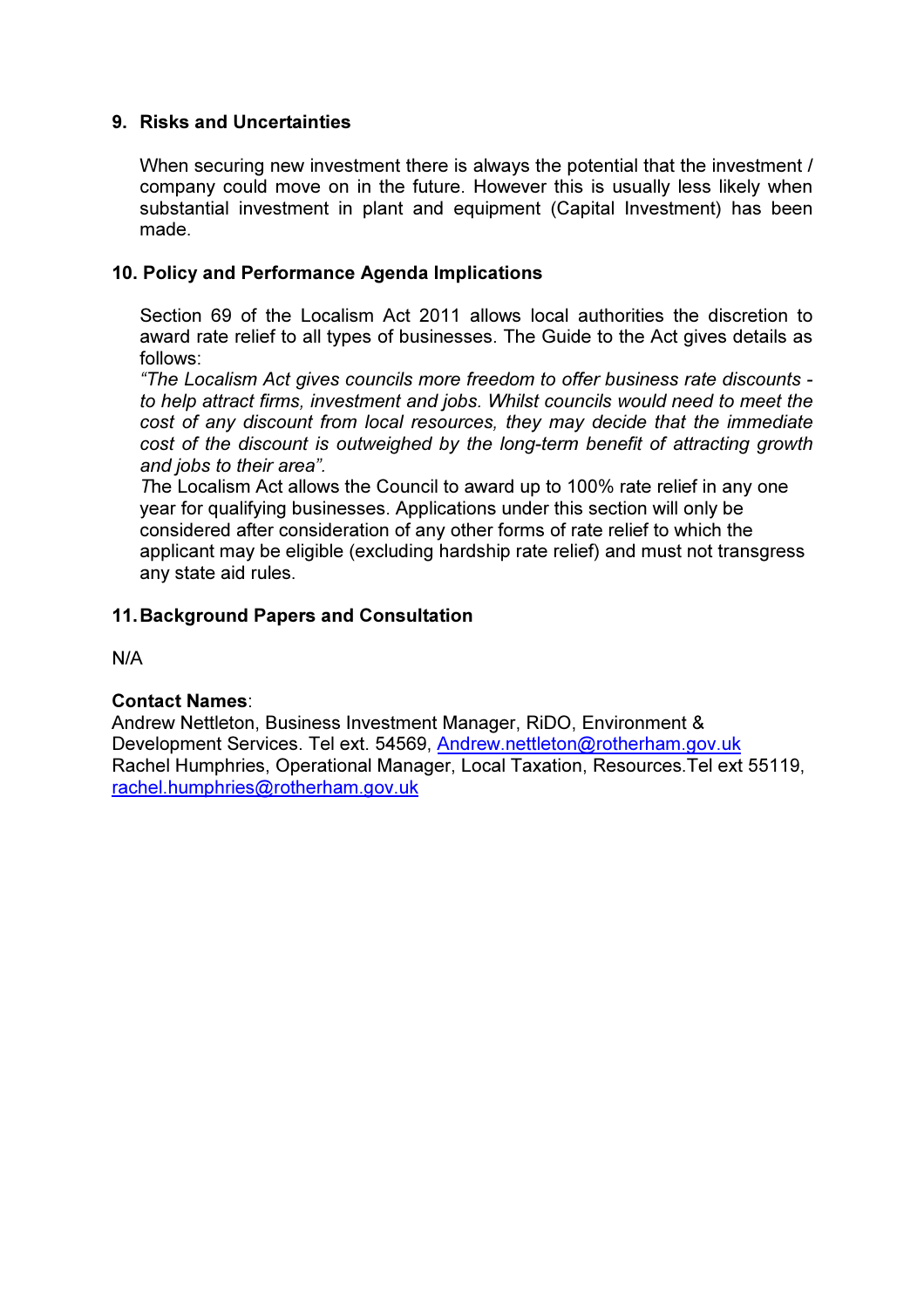## 9. Risks and Uncertainties

When securing new investment there is always the potential that the investment / company could move on in the future. However this is usually less likely when substantial investment in plant and equipment (Capital Investment) has been made.

## 10. Policy and Performance Agenda Implications

Section 69 of the Localism Act 2011 allows local authorities the discretion to award rate relief to all types of businesses. The Guide to the Act gives details as follows:

*"The Localism Act gives councils more freedom to offer business rate discounts - to help attract firms, investment and jobs. Whilst councils would need to meet the cost of any discount from local resources, they may decide that the immediate cost of the discount is outweighed by the long-term benefit of attracting growth and jobs to their area".*

The Localism Act allows the Council to award up to 100% rate relief in any one year for qualifying businesses. Applications under this section will only be considered after consideration of any other forms of rate relief to which the applicant may be eligible (excluding hardship rate relief) and must not transgress any state aid rules.

## 11. Background Papers and Consultation

N/A

**Contact Names**:
Andrew Nettleton, Business Investment Manager, RiDO, Environment & Development Services. Tel ext. 54569, Andrew.nettleton@rotherham.gov.uk
Rachel Humphries, Operational Manager, Local Taxation, Resources.Tel ext 55119, rachel.humphries@rotherham.gov.uk